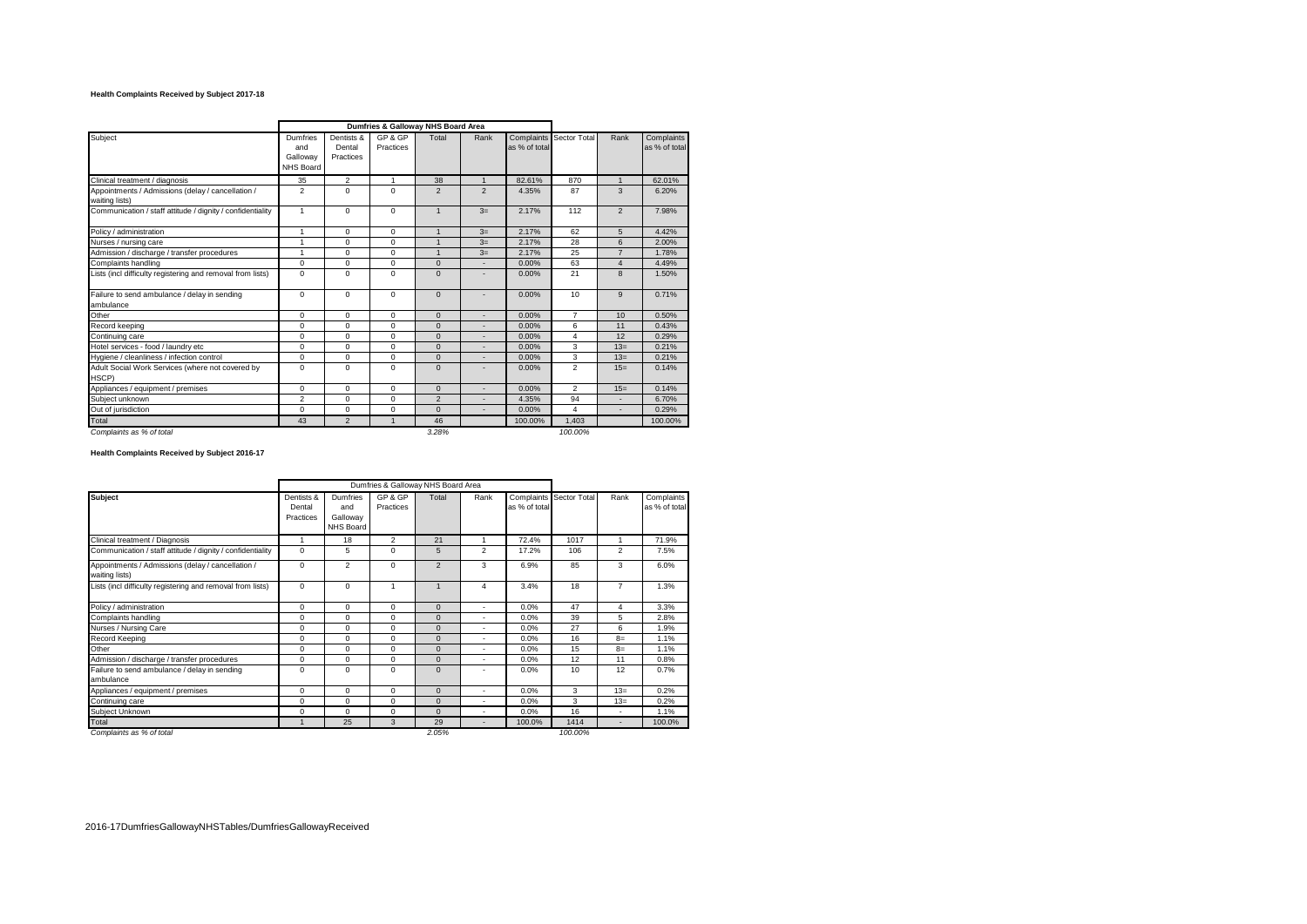**Health Complaints Received by Subject 2017-18**

| Subject | Dumfries & Galloway NHS Board Area | | | | | | | | |
|---|---|---|---|---|---|---|---|---|---|
| | Dumfries and Galloway NHS Board | Dentists & Dental Practices | GP & GP Practices | Total | Rank | Complaints as % of total | Sector Total | Rank | Complaints as % of total |
| Clinical treatment / diagnosis | 35 | 2 | 1 | 38 | 1 | 82.61% | 870 | 1 | 62.01% |
| Appointments / Admissions (delay / cancellation / waiting lists) | 2 | 0 | 0 | 2 | 2 | 4.35% | 87 | 3 | 6.20% |
| Communication / staff attitude / dignity / confidentiality | 1 | 0 | 0 | 1 | 3= | 2.17% | 112 | 2 | 7.98% |
| Policy / administration | 1 | 0 | 0 | 1 | 3= | 2.17% | 62 | 5 | 4.42% |
| Nurses / nursing care | 1 | 0 | 0 | 1 | 3= | 2.17% | 28 | 6 | 2.00% |
| Admission / discharge / transfer procedures | 1 | 0 | 0 | 1 | 3= | 2.17% | 25 | 7 | 1.78% |
| Complaints handling | 0 | 0 | 0 | 0 | - | 0.00% | 63 | 4 | 4.49% |
| Lists (incl difficulty registering and removal from lists) | 0 | 0 | 0 | 0 | - | 0.00% | 21 | 8 | 1.50% |
| Failure to send ambulance / delay in sending ambulance | 0 | 0 | 0 | 0 | - | 0.00% | 10 | 9 | 0.71% |
| Other | 0 | 0 | 0 | 0 | - | 0.00% | 7 | 10 | 0.50% |
| Record keeping | 0 | 0 | 0 | 0 | - | 0.00% | 6 | 11 | 0.43% |
| Continuing care | 0 | 0 | 0 | 0 | - | 0.00% | 4 | 12 | 0.29% |
| Hotel services - food / laundry etc | 0 | 0 | 0 | 0 | - | 0.00% | 3 | 13= | 0.21% |
| Hygiene / cleanliness / infection control | 0 | 0 | 0 | 0 | - | 0.00% | 3 | 13= | 0.21% |
| Adult Social Work Services (where not covered by HSCP) | 0 | 0 | 0 | 0 | - | 0.00% | 2 | 15= | 0.14% |
| Appliances / equipment / premises | 0 | 0 | 0 | 0 | - | 0.00% | 2 | 15= | 0.14% |
| Subject unknown | 2 | 0 | 0 | 2 | - | 4.35% | 94 | - | 6.70% |
| Out of jurisdiction | 0 | 0 | 0 | 0 | - | 0.00% | 4 | - | 0.29% |
| Total | 43 | 2 | 1 | 46 | | 100.00% | 1,403 | | 100.00% |
| *Complaints as % of total* | | | | *3.28%* | | | *100.00%* | | |

**Health Complaints Received by Subject 2016-17**

| Subject | Dumfries & Galloway NHS Board Area | | | | | | | | |
|---|---|---|---|---|---|---|---|---|---|
| | Dentists & Dental Practices | Dumfries and Galloway NHS Board | GP & GP Practices | Total | Rank | Complaints as % of total | Sector Total | Rank | Complaints as % of total |
| Clinical treatment / Diagnosis | 1 | 18 | 2 | 21 | 1 | 72.4% | 1017 | 1 | 71.9% |
| Communication / staff attitude / dignity / confidentiality | 0 | 5 | 0 | 5 | 2 | 17.2% | 106 | 2 | 7.5% |
| Appointments / Admissions (delay / cancellation / waiting lists) | 0 | 2 | 0 | 2 | 3 | 6.9% | 85 | 3 | 6.0% |
| Lists (incl difficulty registering and removal from lists) | 0 | 0 | 1 | 1 | 4 | 3.4% | 18 | 7 | 1.3% |
| Policy / administration | 0 | 0 | 0 | 0 | - | 0.0% | 47 | 4 | 3.3% |
| Complaints handling | 0 | 0 | 0 | 0 | - | 0.0% | 39 | 5 | 2.8% |
| Nurses / Nursing Care | 0 | 0 | 0 | 0 | - | 0.0% | 27 | 6 | 1.9% |
| Record Keeping | 0 | 0 | 0 | 0 | - | 0.0% | 16 | 8= | 1.1% |
| Other | 0 | 0 | 0 | 0 | - | 0.0% | 15 | 8= | 1.1% |
| Admission / discharge / transfer procedures | 0 | 0 | 0 | 0 | - | 0.0% | 12 | 11 | 0.8% |
| Failure to send ambulance / delay in sending ambulance | 0 | 0 | 0 | 0 | - | 0.0% | 10 | 12 | 0.7% |
| Appliances / equipment / premises | 0 | 0 | 0 | 0 | - | 0.0% | 3 | 13= | 0.2% |
| Continuing care | 0 | 0 | 0 | 0 | - | 0.0% | 3 | 13= | 0.2% |
| Subject Unknown | 0 | 0 | 0 | 0 | - | 0.0% | 16 | - | 1.1% |
| Total | 1 | 25 | 3 | 29 | - | 100.0% | 1414 | - | 100.0% |
| *Complaints as % of total* | | | | *2.05%* | | | *100.00%* | | |

2016-17DumfriesGallowayNHSTables/DumfriesGallowayReceived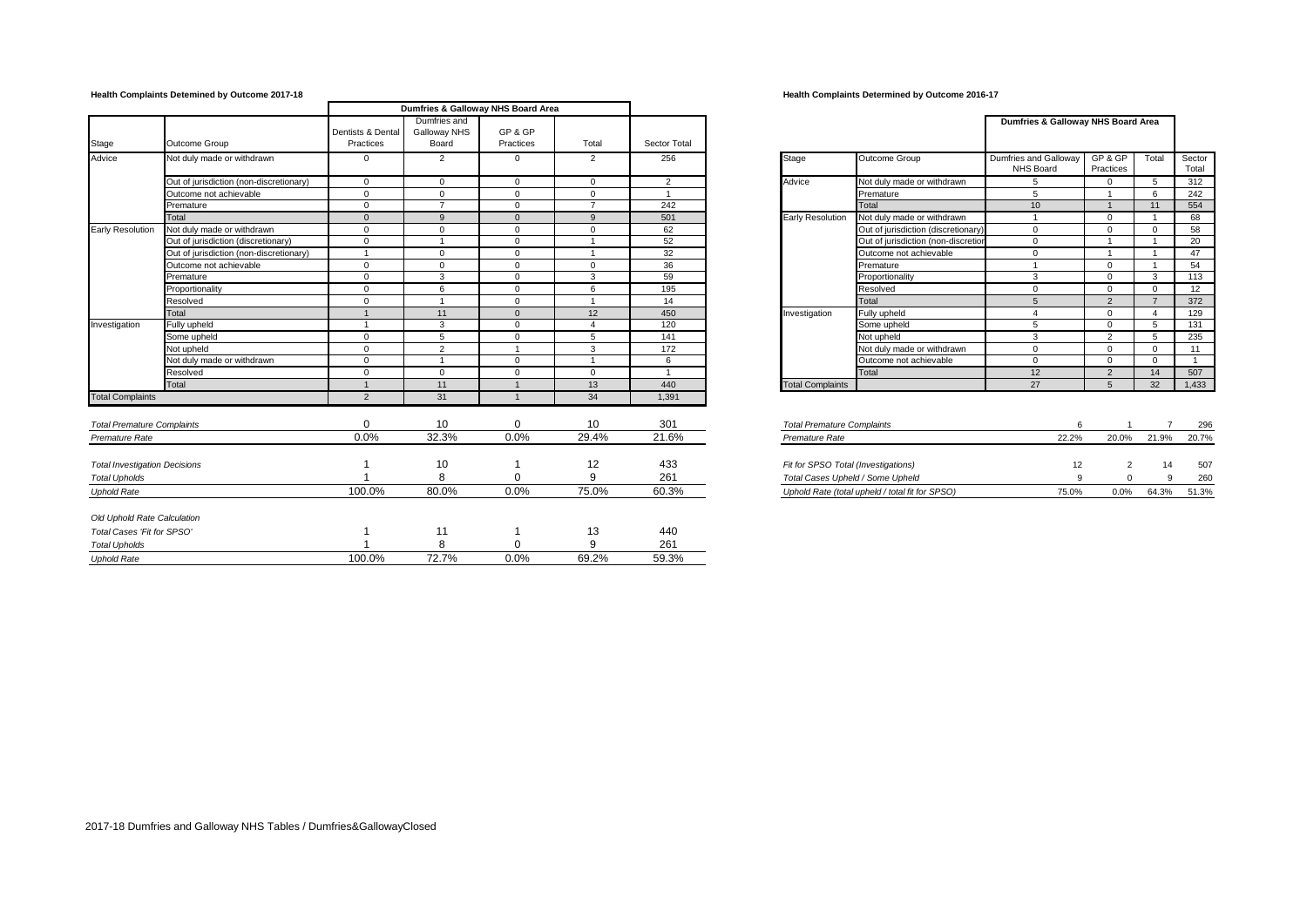**Health Complaints Detemined by Outcome 2017-18**

| Stage | Outcome Group | Dumfries & Galloway NHS Board Area | | | | Sector Total |
|---|---|---|---|---|---|---|
| | | Dentists & Dental Practices | Dumfries and Galloway NHS Board | GP & GP Practices | Total | |
| Advice | Not duly made or withdrawn | 0 | 2 | 0 | 2 | 256 |
| | Out of jurisdiction (non-discretionary) | 0 | 0 | 0 | 0 | 2 |
| | Outcome not achievable | 0 | 0 | 0 | 0 | 1 |
| | Premature | 0 | 7 | 0 | 7 | 242 |
| | Total | 0 | 9 | 0 | 9 | 501 |
| Early Resolution | Not duly made or withdrawn | 0 | 0 | 0 | 0 | 62 |
| | Out of jurisdiction (discretionary) | 0 | 1 | 0 | 1 | 52 |
| | Out of jurisdiction (non-discretionary) | 1 | 0 | 0 | 1 | 32 |
| | Outcome not achievable | 0 | 0 | 0 | 0 | 36 |
| | Premature | 0 | 3 | 0 | 3 | 59 |
| | Proportionality | 0 | 6 | 0 | 6 | 195 |
| | Resolved | 0 | 1 | 0 | 1 | 14 |
| | Total | 1 | 11 | 0 | 12 | 450 |
| Investigation | Fully upheld | 1 | 3 | 0 | 4 | 120 |
| | Some upheld | 0 | 5 | 0 | 5 | 141 |
| | Not upheld | 0 | 2 | 1 | 3 | 172 |
| | Not duly made or withdrawn | 0 | 1 | 0 | 1 | 6 |
| | Resolved | 0 | 0 | 0 | 0 | 1 |
| | Total | 1 | 11 | 1 | 13 | 440 |
| Total Complaints | | 2 | 31 | 1 | 34 | 1,391 |

| | Dentists & Dental Practices | Dumfries and Galloway NHS Board | GP & GP Practices | Total | Sector Total |
|---|---|---|---|---|---|
| *Total Premature Complaints* | 0 | 10 | 0 | 10 | 301 |
| *Premature Rate* | 0.0% | 32.3% | 0.0% | 29.4% | 21.6% |
| *Total Investigation Decisions* | 1 | 10 | 1 | 12 | 433 |
| *Total Upholds* | 1 | 8 | 0 | 9 | 261 |
| *Uphold Rate* | 100.0% | 80.0% | 0.0% | 75.0% | 60.3% |
| *Old Uphold Rate Calculation* | | | | | |
| *Total Cases 'Fit for SPSO'* | 1 | 11 | 1 | 13 | 440 |
| *Total Upholds* | 1 | 8 | 0 | 9 | 261 |
| *Uphold Rate* | 100.0% | 72.7% | 0.0% | 69.2% | 59.3% |

**Health Complaints Determined by Outcome 2016-17**

| Stage | Outcome Group | Dumfries & Galloway NHS Board Area | | | Sector Total |
|---|---|---|---|---|---|
| | | Dumfries and Galloway NHS Board | GP & GP Practices | Total | |
| Advice | Not duly made or withdrawn | 5 | 0 | 5 | 312 |
| | Premature | 5 | 1 | 6 | 242 |
| | Total | 10 | 1 | 11 | 554 |
| Early Resolution | Not duly made or withdrawn | 1 | 0 | 1 | 68 |
| | Out of jurisdiction (discretionary) | 0 | 0 | 0 | 58 |
| | Out of jurisdiction (non-discretion | 0 | 1 | 1 | 20 |
| | Outcome not achievable | 0 | 1 | 1 | 47 |
| | Premature | 1 | 0 | 1 | 54 |
| | Proportionality | 3 | 0 | 3 | 113 |
| | Resolved | 0 | 0 | 0 | 12 |
| | Total | 5 | 2 | 7 | 372 |
| Investigation | Fully upheld | 4 | 0 | 4 | 129 |
| | Some upheld | 5 | 0 | 5 | 131 |
| | Not upheld | 3 | 2 | 5 | 235 |
| | Not duly made or withdrawn | 0 | 0 | 0 | 11 |
| | Outcome not achievable | 0 | 0 | 0 | 1 |
| | Total | 12 | 2 | 14 | 507 |
| Total Complaints | | 27 | 5 | 32 | 1,433 |

| | Dumfries and Galloway NHS Board | GP & GP Practices | Total | Sector Total |
|---|---|---|---|---|
| *Total Premature Complaints* | 6 | 1 | 7 | 296 |
| *Premature Rate* | 22.2% | 20.0% | 21.9% | 20.7% |
| *Fit for SPSO Total (Investigations)* | 12 | 2 | 14 | 507 |
| *Total Cases Upheld / Some Upheld* | 9 | 0 | 9 | 260 |
| *Uphold Rate (total upheld / total fit for SPSO)* | 75.0% | 0.0% | 64.3% | 51.3% |

2017-18 Dumfries and Galloway NHS Tables / Dumfries&GallowayClosed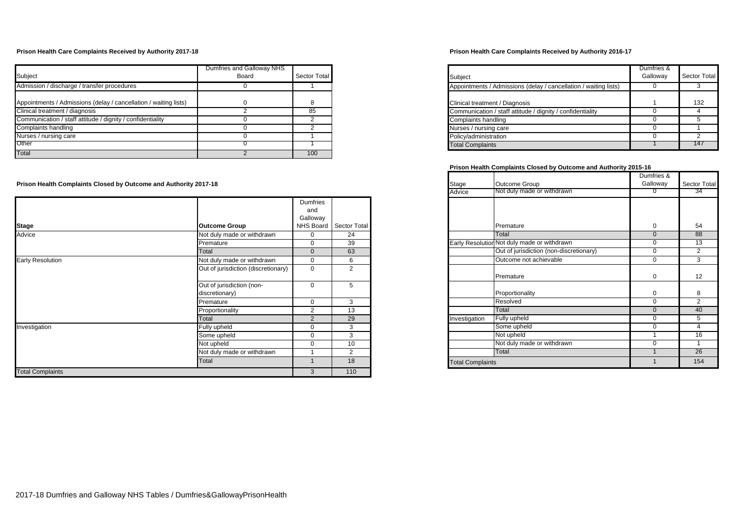**Prison Health Care Complaints Received by Authority 2017-18**

| Subject | Dumfries and Galloway NHS Board | Sector Total |
|---|---|---|
| Admission / discharge / transfer procedures | 0 | 1 |
| Appointments / Admissions (delay / cancellation / waiting lists) | 0 | 8 |
| Clinical treatment / diagnosis | 2 | 85 |
| Communication / staff attitude / dignity / confidentiality | 0 | 2 |
| Complaints handling | 0 | 2 |
| Nurses / nursing care | 0 | 1 |
| Other | 0 | 1 |
| Total | 2 | 100 |

**Prison Health Care Complaints Received by Authority 2016-17**

| Subject | Dumfries & Galloway | Sector Total |
|---|---|---|
| Appointments / Admissions (delay / cancellation / waiting lists) | 0 | 3 |
| Clinical treatment / Diagnosis | 1 | 132 |
| Communication / staff attitude / dignity / confidentiality | 0 | 4 |
| Complaints handling | 0 | 5 |
| Nurses / nursing care | 0 | 1 |
| Policy/administration | 0 | 2 |
| Total Complaints | 1 | 147 |

**Prison Health Complaints Closed by Outcome and Authority 2017-18**

| Stage | Outcome Group | Dumfries and Galloway NHS Board | Sector Total |
|---|---|---|---|
| Advice | Not duly made or withdrawn | 0 | 24 |
| | Premature | 0 | 39 |
| | Total | 0 | 63 |
| Early Resolution | Not duly made or withdrawn | 0 | 6 |
| | Out of jurisdiction (discretionary) | 0 | 2 |
| | Out of jurisdiction (non-discretionary) | 0 | 5 |
| | Premature | 0 | 3 |
| | Proportionality | 2 | 13 |
| | Total | 2 | 29 |
| Investigation | Fully upheld | 0 | 3 |
| | Some upheld | 0 | 3 |
| | Not upheld | 0 | 10 |
| | Not duly made or withdrawn | 1 | 2 |
| | Total | 1 | 18 |
| Total Complaints | | 3 | 110 |

**Prison Health Complaints Closed by Outcome and Authority 2015-16**

| Stage | Outcome Group | Dumfries & Galloway | Sector Total |
|---|---|---|---|
| Advice | Not duly made or withdrawn | 0 | 34 |
| | Premature | 0 | 54 |
| | Total | 0 | 88 |
| Early Resolution | Not duly made or withdrawn | 0 | 13 |
| | Out of jurisdiction (non-discretionary) | 0 | 2 |
| | Outcome not achievable | 0 | 3 |
| | Premature | 0 | 12 |
| | Proportionality | 0 | 8 |
| | Resolved | 0 | 2 |
| | Total | 0 | 40 |
| Investigation | Fully upheld | 0 | 5 |
| | Some upheld | 0 | 4 |
| | Not upheld | 1 | 16 |
| | Not duly made or withdrawn | 0 | 1 |
| | Total | 1 | 26 |
| Total Complaints | | 1 | 154 |

2017-18 Dumfries and Galloway NHS Tables / Dumfries&GallowayPrisonHealth